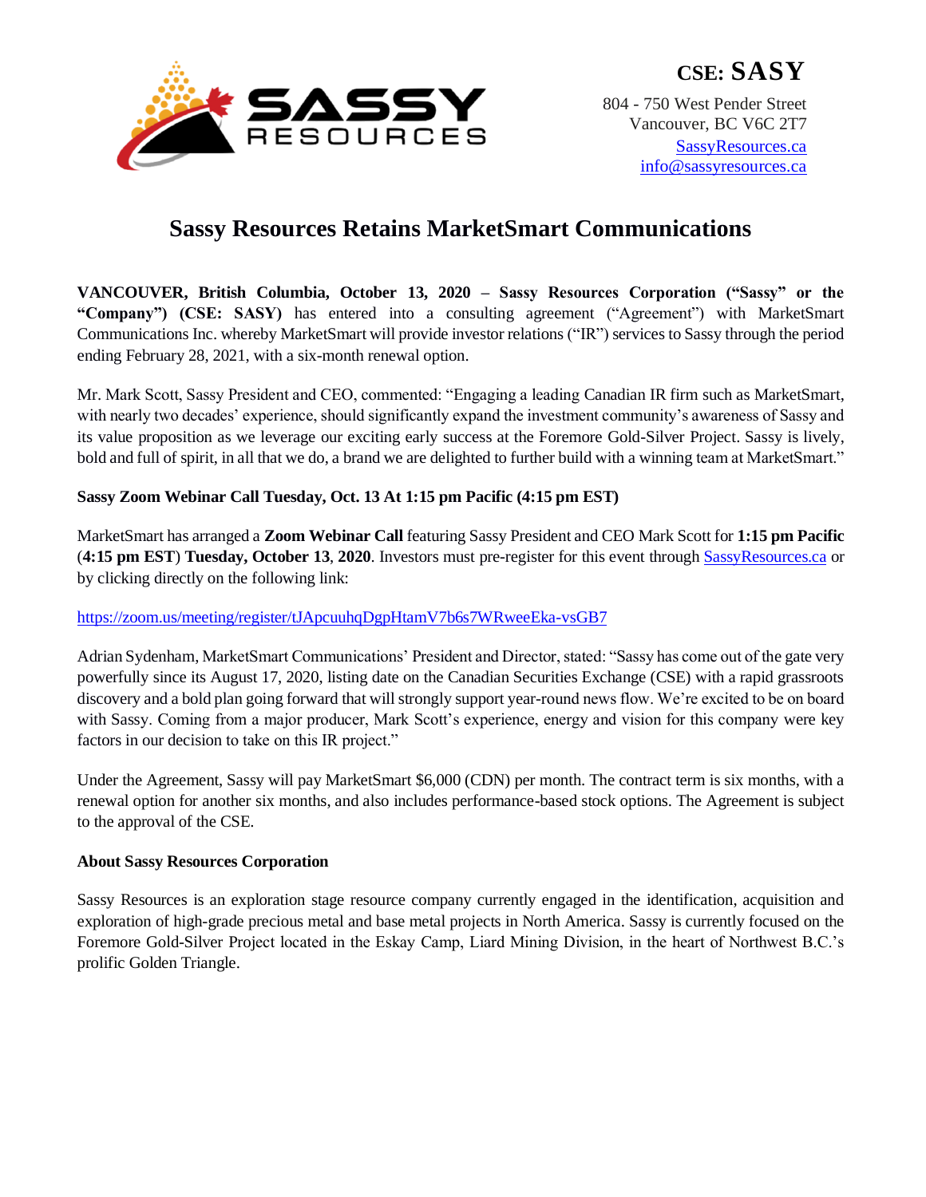**CSE: SASY**

804 - 750 West Pender Street
Vancouver, BC V6C 2T7
[SassyResources.ca](http://SassyResources.ca)
[info@sassyresources.ca](mailto:info@sassyresources.ca)

# Sassy Resources Retains MarketSmart Communications

**VANCOUVER, British Columbia, October 13, 2020 – Sassy Resources Corporation ("Sassy" or the "Company") (CSE: SASY)** has entered into a consulting agreement ("Agreement") with MarketSmart Communications Inc. whereby MarketSmart will provide investor relations ("IR") services to Sassy through the period ending February 28, 2021, with a six-month renewal option.

Mr. Mark Scott, Sassy President and CEO, commented: "Engaging a leading Canadian IR firm such as MarketSmart, with nearly two decades' experience, should significantly expand the investment community's awareness of Sassy and its value proposition as we leverage our exciting early success at the Foremore Gold-Silver Project. Sassy is lively, bold and full of spirit, in all that we do, a brand we are delighted to further build with a winning team at MarketSmart."

**Sassy Zoom Webinar Call Tuesday, Oct. 13 At 1:15 pm Pacific (4:15 pm EST)**

MarketSmart has arranged a **Zoom Webinar Call** featuring Sassy President and CEO Mark Scott for **1:15 pm Pacific** (**4:15 pm EST**) **Tuesday, October 13, 2020**. Investors must pre-register for this event through [SassyResources.ca](http://SassyResources.ca) or by clicking directly on the following link:

https://zoom.us/meeting/register/tJApcuuhqDgpHtamV7b6s7WRweeEka-vsGB7

Adrian Sydenham, MarketSmart Communications' President and Director, stated: "Sassy has come out of the gate very powerfully since its August 17, 2020, listing date on the Canadian Securities Exchange (CSE) with a rapid grassroots discovery and a bold plan going forward that will strongly support year-round news flow. We're excited to be on board with Sassy. Coming from a major producer, Mark Scott's experience, energy and vision for this company were key factors in our decision to take on this IR project."

Under the Agreement, Sassy will pay MarketSmart $6,000 (CDN) per month. The contract term is six months, with a renewal option for another six months, and also includes performance-based stock options. The Agreement is subject to the approval of the CSE.

**About Sassy Resources Corporation**

Sassy Resources is an exploration stage resource company currently engaged in the identification, acquisition and exploration of high-grade precious metal and base metal projects in North America. Sassy is currently focused on the Foremore Gold-Silver Project located in the Eskay Camp, Liard Mining Division, in the heart of Northwest B.C.'s prolific Golden Triangle.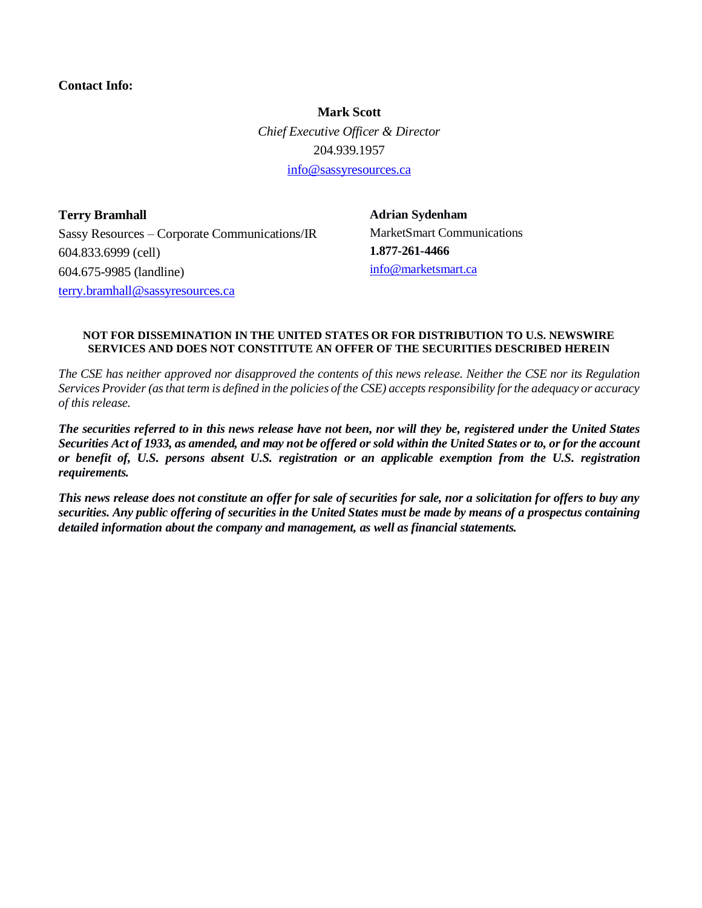**Contact Info:**

**Mark Scott**
*Chief Executive Officer & Director*
204.939.1957
info@sassyresources.ca

**Terry Bramhall**
Sassy Resources – Corporate Communications/IR
604.833.6999 (cell)
604.675-9985 (landline)
terry.bramhall@sassyresources.ca

**Adrian Sydenham**
MarketSmart Communications
**1.877-261-4466**
info@marketsmart.ca

**NOT FOR DISSEMINATION IN THE UNITED STATES OR FOR DISTRIBUTION TO U.S. NEWSWIRE SERVICES AND DOES NOT CONSTITUTE AN OFFER OF THE SECURITIES DESCRIBED HEREIN**

*The CSE has neither approved nor disapproved the contents of this news release. Neither the CSE nor its Regulation Services Provider (as that term is defined in the policies of the CSE) accepts responsibility for the adequacy or accuracy of this release.*

***The securities referred to in this news release have not been, nor will they be, registered under the United States Securities Act of 1933, as amended, and may not be offered or sold within the United States or to, or for the account or benefit of, U.S. persons absent U.S. registration or an applicable exemption from the U.S. registration requirements.***

***This news release does not constitute an offer for sale of securities for sale, nor a solicitation for offers to buy any securities. Any public offering of securities in the United States must be made by means of a prospectus containing detailed information about the company and management, as well as financial statements.***